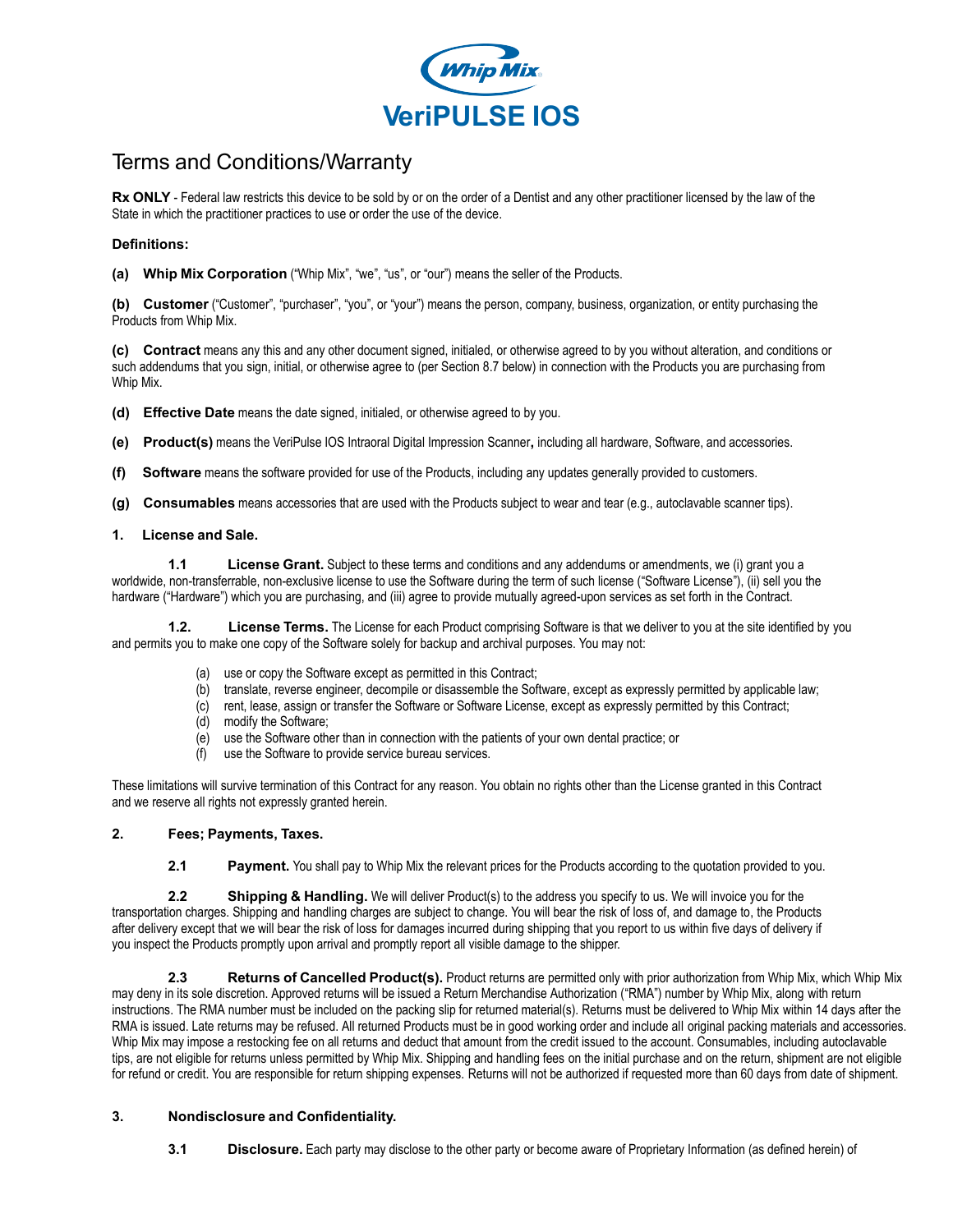# Whip Mix
# VeriPULSE IOS

## Terms and Conditions/Warranty

**Rx ONLY** - Federal law restricts this device to be sold by or on the order of a Dentist and any other practitioner licensed by the law of the State in which the practitioner practices to use or order the use of the device.

**Definitions:**

**(a) Whip Mix Corporation** ("Whip Mix", "we", "us", or "our") means the seller of the Products.

**(b) Customer** ("Customer", "purchaser", "you", or "your") means the person, company, business, organization, or entity purchasing the Products from Whip Mix.

**(c) Contract** means any this and any other document signed, initialed, or otherwise agreed to by you without alteration, and conditions or such addendums that you sign, initial, or otherwise agree to (per Section 8.7 below) in connection with the Products you are purchasing from Whip Mix.

**(d) Effective Date** means the date signed, initialed, or otherwise agreed to by you.

**(e) Product(s)** means the VeriPulse IOS Intraoral Digital Impression Scanner**,** including all hardware, Software, and accessories.

**(f) Software** means the software provided for use of the Products, including any updates generally provided to customers.

**(g) Consumables** means accessories that are used with the Products subject to wear and tear (e.g., autoclavable scanner tips).

**1. License and Sale.**

**1.1 License Grant.** Subject to these terms and conditions and any addendums or amendments, we (i) grant you a worldwide, non-transferrable, non-exclusive license to use the Software during the term of such license ("Software License"), (ii) sell you the hardware ("Hardware") which you are purchasing, and (iii) agree to provide mutually agreed-upon services as set forth in the Contract.

**1.2. License Terms.** The License for each Product comprising Software is that we deliver to you at the site identified by you and permits you to make one copy of the Software solely for backup and archival purposes. You may not:

(a) use or copy the Software except as permitted in this Contract;
(b) translate, reverse engineer, decompile or disassemble the Software, except as expressly permitted by applicable law;
(c) rent, lease, assign or transfer the Software or Software License, except as expressly permitted by this Contract;
(d) modify the Software;
(e) use the Software other than in connection with the patients of your own dental practice; or
(f) use the Software to provide service bureau services.

These limitations will survive termination of this Contract for any reason. You obtain no rights other than the License granted in this Contract and we reserve all rights not expressly granted herein.

**2. Fees; Payments, Taxes.**

**2.1 Payment.** You shall pay to Whip Mix the relevant prices for the Products according to the quotation provided to you.

**2.2 Shipping & Handling.** We will deliver Product(s) to the address you specify to us. We will invoice you for the transportation charges. Shipping and handling charges are subject to change. You will bear the risk of loss of, and damage to, the Products after delivery except that we will bear the risk of loss for damages incurred during shipping that you report to us within five days of delivery if you inspect the Products promptly upon arrival and promptly report all visible damage to the shipper.

**2.3 Returns of Cancelled Product(s).** Product returns are permitted only with prior authorization from Whip Mix, which Whip Mix may deny in its sole discretion. Approved returns will be issued a Return Merchandise Authorization ("RMA") number by Whip Mix, along with return instructions. The RMA number must be included on the packing slip for returned material(s). Returns must be delivered to Whip Mix within 14 days after the RMA is issued. Late returns may be refused. All returned Products must be in good working order and include all original packing materials and accessories. Whip Mix may impose a restocking fee on all returns and deduct that amount from the credit issued to the account. Consumables, including autoclavable tips, are not eligible for returns unless permitted by Whip Mix. Shipping and handling fees on the initial purchase and on the return, shipment are not eligible for refund or credit. You are responsible for return shipping expenses. Returns will not be authorized if requested more than 60 days from date of shipment.

**3. Nondisclosure and Confidentiality.**

**3.1 Disclosure.** Each party may disclose to the other party or become aware of Proprietary Information (as defined herein) of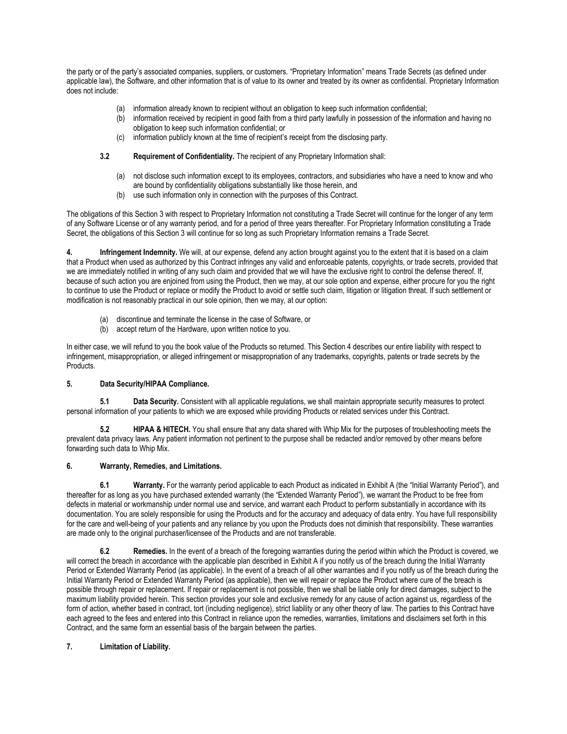the party or of the party's associated companies, suppliers, or customers. "Proprietary Information" means Trade Secrets (as defined under applicable law), the Software, and other information that is of value to its owner and treated by its owner as confidential. Proprietary Information does not include:

(a) information already known to recipient without an obligation to keep such information confidential;
(b) information received by recipient in good faith from a third party lawfully in possession of the information and having no obligation to keep such information confidential; or
(c) information publicly known at the time of recipient's receipt from the disclosing party.

**3.2 Requirement of Confidentiality.** The recipient of any Proprietary Information shall:

(a) not disclose such information except to its employees, contractors, and subsidiaries who have a need to know and who are bound by confidentiality obligations substantially like those herein, and
(b) use such information only in connection with the purposes of this Contract.

The obligations of this Section 3 with respect to Proprietary Information not constituting a Trade Secret will continue for the longer of any term of any Software License or of any warranty period, and for a period of three years thereafter. For Proprietary Information constituting a Trade Secret, the obligations of this Section 3 will continue for so long as such Proprietary Information remains a Trade Secret.

**4. Infringement Indemnity.** We will, at our expense, defend any action brought against you to the extent that it is based on a claim that a Product when used as authorized by this Contract infringes any valid and enforceable patents, copyrights, or trade secrets, provided that we are immediately notified in writing of any such claim and provided that we will have the exclusive right to control the defense thereof. If, because of such action you are enjoined from using the Product, then we may, at our sole option and expense, either procure for you the right to continue to use the Product or replace or modify the Product to avoid or settle such claim, litigation or litigation threat. If such settlement or modification is not reasonably practical in our sole opinion, then we may, at our option:

(a) discontinue and terminate the license in the case of Software, or
(b) accept return of the Hardware, upon written notice to you.

In either case, we will refund to you the book value of the Products so returned. This Section 4 describes our entire liability with respect to infringement, misappropriation, or alleged infringement or misappropriation of any trademarks, copyrights, patents or trade secrets by the Products.

**5. Data Security/HIPAA Compliance.**

**5.1 Data Security.** Consistent with all applicable regulations, we shall maintain appropriate security measures to protect personal information of your patients to which we are exposed while providing Products or related services under this Contract.

**5.2 HIPAA & HITECH.** You shall ensure that any data shared with Whip Mix for the purposes of troubleshooting meets the prevalent data privacy laws. Any patient information not pertinent to the purpose shall be redacted and/or removed by other means before forwarding such data to Whip Mix.

**6. Warranty, Remedies, and Limitations.**

**6.1 Warranty.** For the warranty period applicable to each Product as indicated in Exhibit A (the "Initial Warranty Period"), and thereafter for as long as you have purchased extended warranty (the "Extended Warranty Period"), we warrant the Product to be free from defects in material or workmanship under normal use and service, and warrant each Product to perform substantially in accordance with its documentation. You are solely responsible for using the Products and for the accuracy and adequacy of data entry. You have full responsibility for the care and well-being of your patients and any reliance by you upon the Products does not diminish that responsibility. These warranties are made only to the original purchaser/licensee of the Products and are not transferable.

**6.2 Remedies.** In the event of a breach of the foregoing warranties during the period within which the Product is covered, we will correct the breach in accordance with the applicable plan described in Exhibit A if you notify us of the breach during the Initial Warranty Period or Extended Warranty Period (as applicable). In the event of a breach of all other warranties and if you notify us of the breach during the Initial Warranty Period or Extended Warranty Period (as applicable), then we will repair or replace the Product where cure of the breach is possible through repair or replacement. If repair or replacement is not possible, then we shall be liable only for direct damages, subject to the maximum liability provided herein. This section provides your sole and exclusive remedy for any cause of action against us, regardless of the form of action, whether based in contract, tort (including negligence), strict liability or any other theory of law. The parties to this Contract have each agreed to the fees and entered into this Contract in reliance upon the remedies, warranties, limitations and disclaimers set forth in this Contract, and the same form an essential basis of the bargain between the parties.

**7. Limitation of Liability.**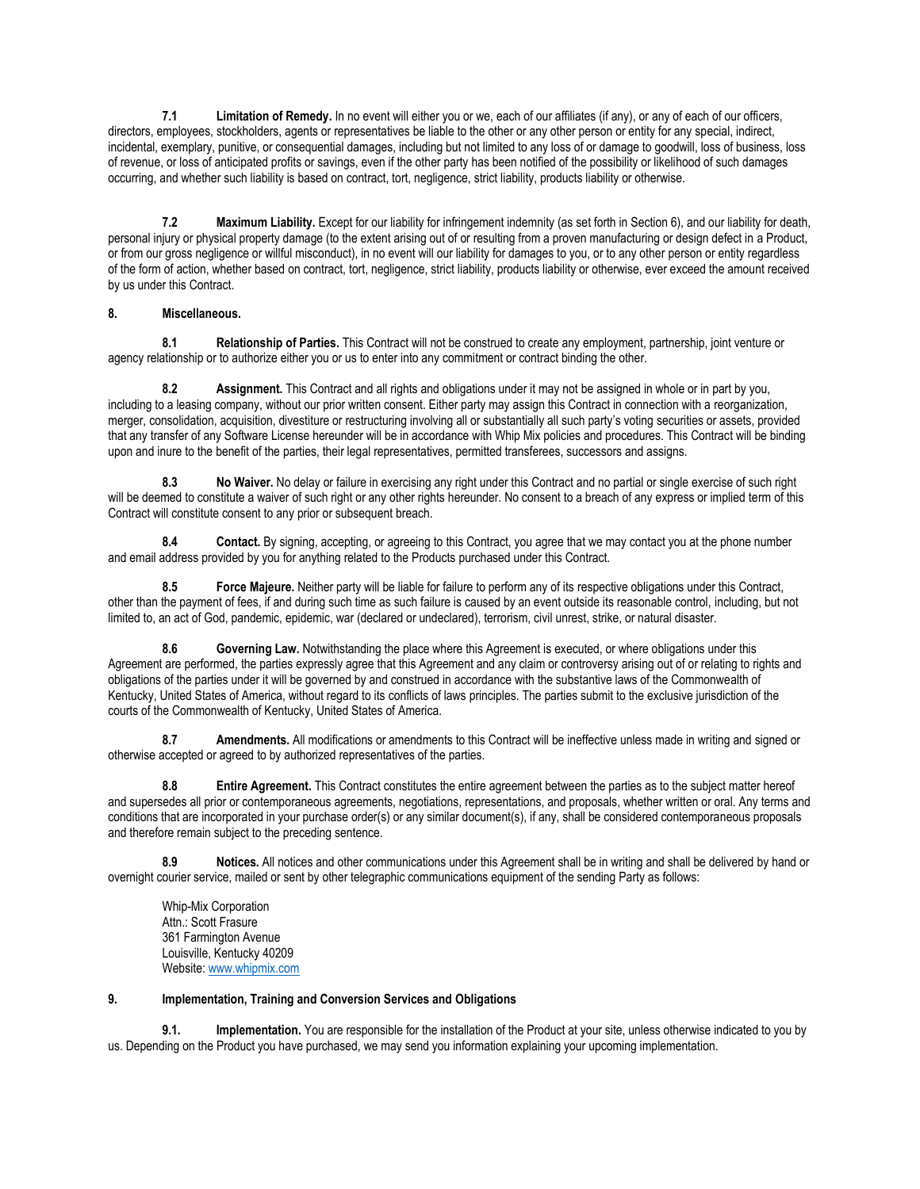**7.1 Limitation of Remedy.** In no event will either you or we, each of our affiliates (if any), or any of each of our officers, directors, employees, stockholders, agents or representatives be liable to the other or any other person or entity for any special, indirect, incidental, exemplary, punitive, or consequential damages, including but not limited to any loss of or damage to goodwill, loss of business, loss of revenue, or loss of anticipated profits or savings, even if the other party has been notified of the possibility or likelihood of such damages occurring, and whether such liability is based on contract, tort, negligence, strict liability, products liability or otherwise.

**7.2 Maximum Liability.** Except for our liability for infringement indemnity (as set forth in Section 6), and our liability for death, personal injury or physical property damage (to the extent arising out of or resulting from a proven manufacturing or design defect in a Product, or from our gross negligence or willful misconduct), in no event will our liability for damages to you, or to any other person or entity regardless of the form of action, whether based on contract, tort, negligence, strict liability, products liability or otherwise, ever exceed the amount received by us under this Contract.

**8. Miscellaneous.**

**8.1 Relationship of Parties.** This Contract will not be construed to create any employment, partnership, joint venture or agency relationship or to authorize either you or us to enter into any commitment or contract binding the other.

**8.2 Assignment.** This Contract and all rights and obligations under it may not be assigned in whole or in part by you, including to a leasing company, without our prior written consent. Either party may assign this Contract in connection with a reorganization, merger, consolidation, acquisition, divestiture or restructuring involving all or substantially all such party's voting securities or assets, provided that any transfer of any Software License hereunder will be in accordance with Whip Mix policies and procedures. This Contract will be binding upon and inure to the benefit of the parties, their legal representatives, permitted transferees, successors and assigns.

**8.3 No Waiver.** No delay or failure in exercising any right under this Contract and no partial or single exercise of such right will be deemed to constitute a waiver of such right or any other rights hereunder. No consent to a breach of any express or implied term of this Contract will constitute consent to any prior or subsequent breach.

**8.4 Contact.** By signing, accepting, or agreeing to this Contract, you agree that we may contact you at the phone number and email address provided by you for anything related to the Products purchased under this Contract.

**8.5 Force Majeure.** Neither party will be liable for failure to perform any of its respective obligations under this Contract, other than the payment of fees, if and during such time as such failure is caused by an event outside its reasonable control, including, but not limited to, an act of God, pandemic, epidemic, war (declared or undeclared), terrorism, civil unrest, strike, or natural disaster.

**8.6 Governing Law.** Notwithstanding the place where this Agreement is executed, or where obligations under this Agreement are performed, the parties expressly agree that this Agreement and any claim or controversy arising out of or relating to rights and obligations of the parties under it will be governed by and construed in accordance with the substantive laws of the Commonwealth of Kentucky, United States of America, without regard to its conflicts of laws principles. The parties submit to the exclusive jurisdiction of the courts of the Commonwealth of Kentucky, United States of America.

**8.7 Amendments.** All modifications or amendments to this Contract will be ineffective unless made in writing and signed or otherwise accepted or agreed to by authorized representatives of the parties.

**8.8 Entire Agreement.** This Contract constitutes the entire agreement between the parties as to the subject matter hereof and supersedes all prior or contemporaneous agreements, negotiations, representations, and proposals, whether written or oral. Any terms and conditions that are incorporated in your purchase order(s) or any similar document(s), if any, shall be considered contemporaneous proposals and therefore remain subject to the preceding sentence.

**8.9 Notices.** All notices and other communications under this Agreement shall be in writing and shall be delivered by hand or overnight courier service, mailed or sent by other telegraphic communications equipment of the sending Party as follows:

Whip-Mix Corporation
Attn.: Scott Frasure
361 Farmington Avenue
Louisville, Kentucky 40209
Website: [www.whipmix.com](http://www.whipmix.com)

**9. Implementation, Training and Conversion Services and Obligations**

**9.1. Implementation.** You are responsible for the installation of the Product at your site, unless otherwise indicated to you by us. Depending on the Product you have purchased, we may send you information explaining your upcoming implementation.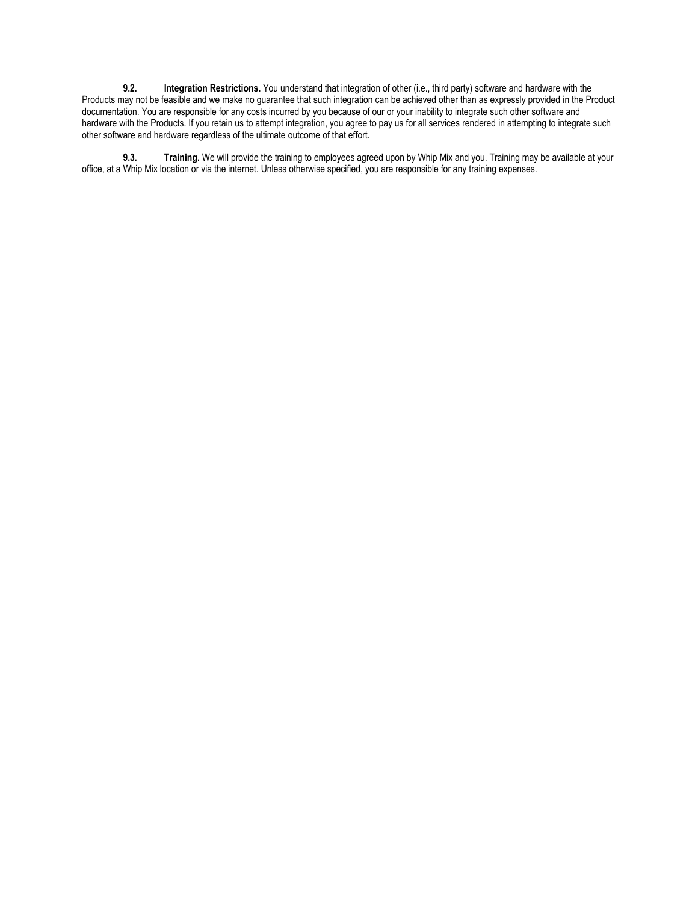**9.2. Integration Restrictions.** You understand that integration of other (i.e., third party) software and hardware with the Products may not be feasible and we make no guarantee that such integration can be achieved other than as expressly provided in the Product documentation. You are responsible for any costs incurred by you because of our or your inability to integrate such other software and hardware with the Products. If you retain us to attempt integration, you agree to pay us for all services rendered in attempting to integrate such other software and hardware regardless of the ultimate outcome of that effort.

**9.3. Training.** We will provide the training to employees agreed upon by Whip Mix and you. Training may be available at your office, at a Whip Mix location or via the internet. Unless otherwise specified, you are responsible for any training expenses.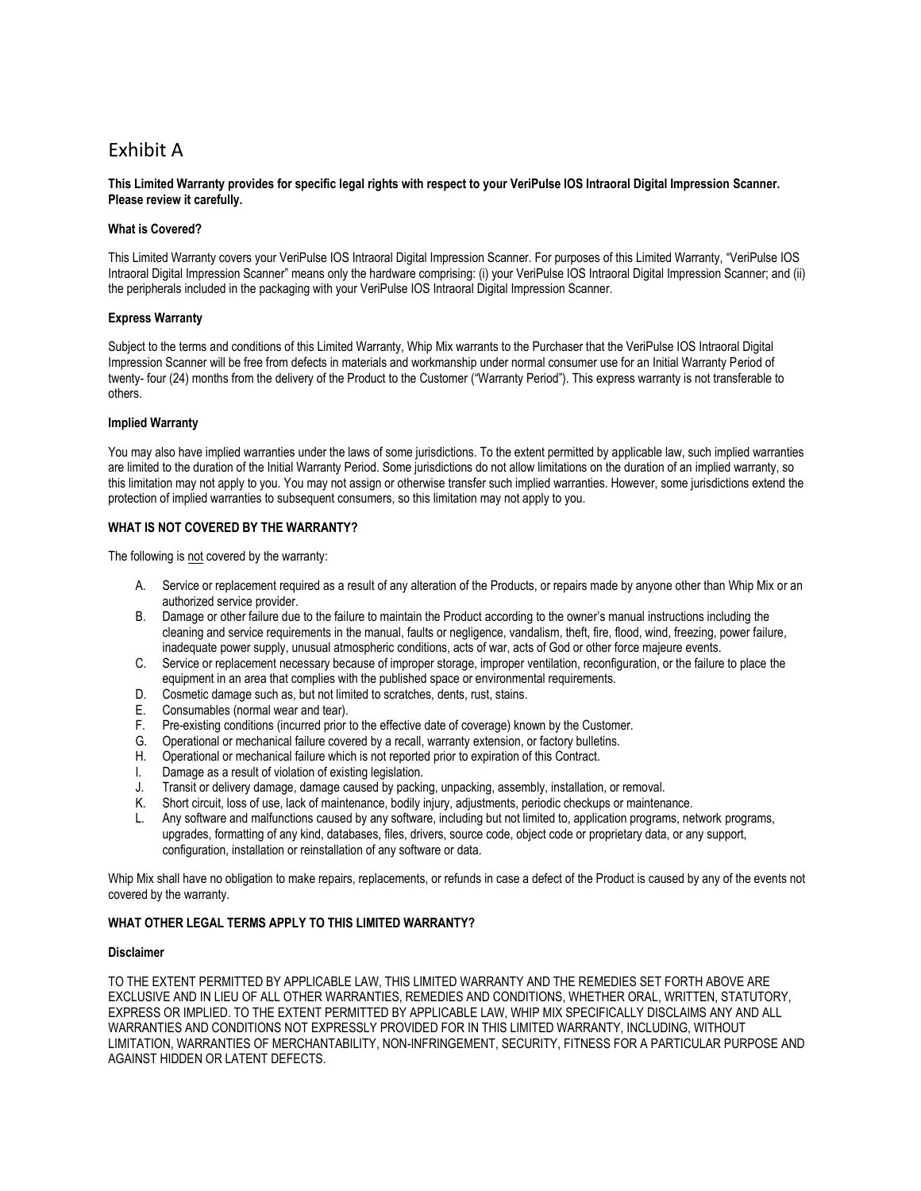# Exhibit A

**This Limited Warranty provides for specific legal rights with respect to your VeriPulse IOS Intraoral Digital Impression Scanner. Please review it carefully.**

**What is Covered?**

This Limited Warranty covers your VeriPulse IOS Intraoral Digital Impression Scanner. For purposes of this Limited Warranty, "VeriPulse IOS Intraoral Digital Impression Scanner" means only the hardware comprising: (i) your VeriPulse IOS Intraoral Digital Impression Scanner; and (ii) the peripherals included in the packaging with your VeriPulse IOS Intraoral Digital Impression Scanner.

**Express Warranty**

Subject to the terms and conditions of this Limited Warranty, Whip Mix warrants to the Purchaser that the VeriPulse IOS Intraoral Digital Impression Scanner will be free from defects in materials and workmanship under normal consumer use for an Initial Warranty Period of twenty- four (24) months from the delivery of the Product to the Customer ("Warranty Period"). This express warranty is not transferable to others.

**Implied Warranty**

You may also have implied warranties under the laws of some jurisdictions. To the extent permitted by applicable law, such implied warranties are limited to the duration of the Initial Warranty Period. Some jurisdictions do not allow limitations on the duration of an implied warranty, so this limitation may not apply to you. You may not assign or otherwise transfer such implied warranties. However, some jurisdictions extend the protection of implied warranties to subsequent consumers, so this limitation may not apply to you.

**WHAT IS NOT COVERED BY THE WARRANTY?**

The following is not covered by the warranty:

A. Service or replacement required as a result of any alteration of the Products, or repairs made by anyone other than Whip Mix or an authorized service provider.
B. Damage or other failure due to the failure to maintain the Product according to the owner's manual instructions including the cleaning and service requirements in the manual, faults or negligence, vandalism, theft, fire, flood, wind, freezing, power failure, inadequate power supply, unusual atmospheric conditions, acts of war, acts of God or other force majeure events.
C. Service or replacement necessary because of improper storage, improper ventilation, reconfiguration, or the failure to place the equipment in an area that complies with the published space or environmental requirements.
D. Cosmetic damage such as, but not limited to scratches, dents, rust, stains.
E. Consumables (normal wear and tear).
F. Pre-existing conditions (incurred prior to the effective date of coverage) known by the Customer.
G. Operational or mechanical failure covered by a recall, warranty extension, or factory bulletins.
H. Operational or mechanical failure which is not reported prior to expiration of this Contract.
I. Damage as a result of violation of existing legislation.
J. Transit or delivery damage, damage caused by packing, unpacking, assembly, installation, or removal.
K. Short circuit, loss of use, lack of maintenance, bodily injury, adjustments, periodic checkups or maintenance.
L. Any software and malfunctions caused by any software, including but not limited to, application programs, network programs, upgrades, formatting of any kind, databases, files, drivers, source code, object code or proprietary data, or any support, configuration, installation or reinstallation of any software or data.

Whip Mix shall have no obligation to make repairs, replacements, or refunds in case a defect of the Product is caused by any of the events not covered by the warranty.

**WHAT OTHER LEGAL TERMS APPLY TO THIS LIMITED WARRANTY?**

**Disclaimer**

TO THE EXTENT PERMITTED BY APPLICABLE LAW, THIS LIMITED WARRANTY AND THE REMEDIES SET FORTH ABOVE ARE EXCLUSIVE AND IN LIEU OF ALL OTHER WARRANTIES, REMEDIES AND CONDITIONS, WHETHER ORAL, WRITTEN, STATUTORY, EXPRESS OR IMPLIED. TO THE EXTENT PERMITTED BY APPLICABLE LAW, WHIP MIX SPECIFICALLY DISCLAIMS ANY AND ALL WARRANTIES AND CONDITIONS NOT EXPRESSLY PROVIDED FOR IN THIS LIMITED WARRANTY, INCLUDING, WITHOUT LIMITATION, WARRANTIES OF MERCHANTABILITY, NON-INFRINGEMENT, SECURITY, FITNESS FOR A PARTICULAR PURPOSE AND AGAINST HIDDEN OR LATENT DEFECTS.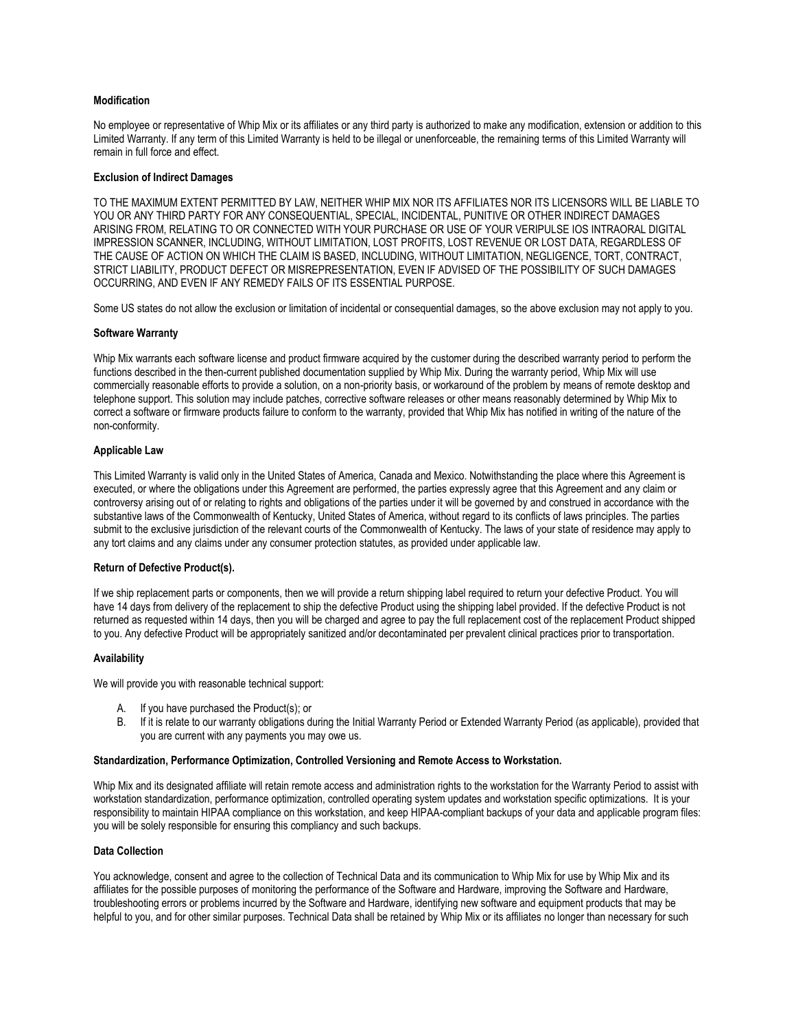**Modification**

No employee or representative of Whip Mix or its affiliates or any third party is authorized to make any modification, extension or addition to this Limited Warranty. If any term of this Limited Warranty is held to be illegal or unenforceable, the remaining terms of this Limited Warranty will remain in full force and effect.

**Exclusion of Indirect Damages**

TO THE MAXIMUM EXTENT PERMITTED BY LAW, NEITHER WHIP MIX NOR ITS AFFILIATES NOR ITS LICENSORS WILL BE LIABLE TO YOU OR ANY THIRD PARTY FOR ANY CONSEQUENTIAL, SPECIAL, INCIDENTAL, PUNITIVE OR OTHER INDIRECT DAMAGES ARISING FROM, RELATING TO OR CONNECTED WITH YOUR PURCHASE OR USE OF YOUR VERIPULSE IOS INTRAORAL DIGITAL IMPRESSION SCANNER, INCLUDING, WITHOUT LIMITATION, LOST PROFITS, LOST REVENUE OR LOST DATA, REGARDLESS OF THE CAUSE OF ACTION ON WHICH THE CLAIM IS BASED, INCLUDING, WITHOUT LIMITATION, NEGLIGENCE, TORT, CONTRACT, STRICT LIABILITY, PRODUCT DEFECT OR MISREPRESENTATION, EVEN IF ADVISED OF THE POSSIBILITY OF SUCH DAMAGES OCCURRING, AND EVEN IF ANY REMEDY FAILS OF ITS ESSENTIAL PURPOSE.

Some US states do not allow the exclusion or limitation of incidental or consequential damages, so the above exclusion may not apply to you.

**Software Warranty**

Whip Mix warrants each software license and product firmware acquired by the customer during the described warranty period to perform the functions described in the then-current published documentation supplied by Whip Mix. During the warranty period, Whip Mix will use commercially reasonable efforts to provide a solution, on a non-priority basis, or workaround of the problem by means of remote desktop and telephone support. This solution may include patches, corrective software releases or other means reasonably determined by Whip Mix to correct a software or firmware products failure to conform to the warranty, provided that Whip Mix has notified in writing of the nature of the non-conformity.

**Applicable Law**

This Limited Warranty is valid only in the United States of America, Canada and Mexico. Notwithstanding the place where this Agreement is executed, or where the obligations under this Agreement are performed, the parties expressly agree that this Agreement and any claim or controversy arising out of or relating to rights and obligations of the parties under it will be governed by and construed in accordance with the substantive laws of the Commonwealth of Kentucky, United States of America, without regard to its conflicts of laws principles. The parties submit to the exclusive jurisdiction of the relevant courts of the Commonwealth of Kentucky. The laws of your state of residence may apply to any tort claims and any claims under any consumer protection statutes, as provided under applicable law.

**Return of Defective Product(s).**

If we ship replacement parts or components, then we will provide a return shipping label required to return your defective Product. You will have 14 days from delivery of the replacement to ship the defective Product using the shipping label provided. If the defective Product is not returned as requested within 14 days, then you will be charged and agree to pay the full replacement cost of the replacement Product shipped to you. Any defective Product will be appropriately sanitized and/or decontaminated per prevalent clinical practices prior to transportation.

**Availability**

We will provide you with reasonable technical support:

A. If you have purchased the Product(s); or
B. If it is relate to our warranty obligations during the Initial Warranty Period or Extended Warranty Period (as applicable), provided that you are current with any payments you may owe us.

**Standardization, Performance Optimization, Controlled Versioning and Remote Access to Workstation.**

Whip Mix and its designated affiliate will retain remote access and administration rights to the workstation for the Warranty Period to assist with workstation standardization, performance optimization, controlled operating system updates and workstation specific optimizations. It is your responsibility to maintain HIPAA compliance on this workstation, and keep HIPAA-compliant backups of your data and applicable program files: you will be solely responsible for ensuring this compliancy and such backups.

**Data Collection**

You acknowledge, consent and agree to the collection of Technical Data and its communication to Whip Mix for use by Whip Mix and its affiliates for the possible purposes of monitoring the performance of the Software and Hardware, improving the Software and Hardware, troubleshooting errors or problems incurred by the Software and Hardware, identifying new software and equipment products that may be helpful to you, and for other similar purposes. Technical Data shall be retained by Whip Mix or its affiliates no longer than necessary for such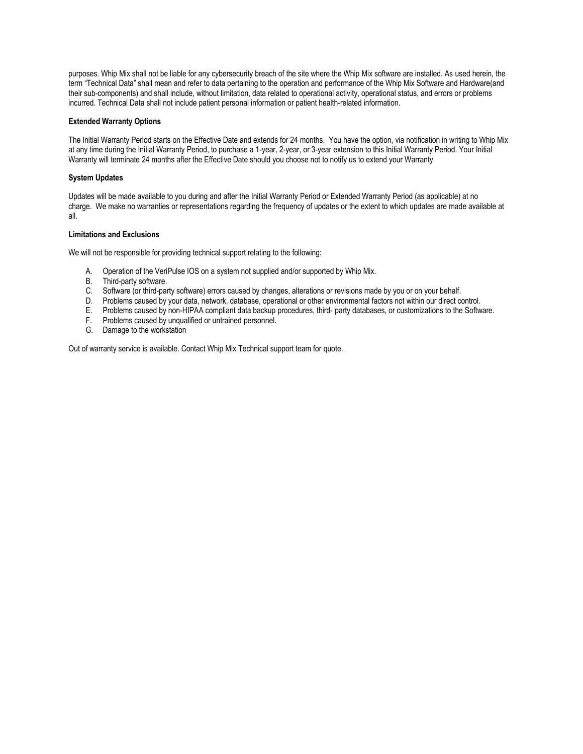purposes. Whip Mix shall not be liable for any cybersecurity breach of the site where the Whip Mix software are installed. As used herein, the term "Technical Data" shall mean and refer to data pertaining to the operation and performance of the Whip Mix Software and Hardware(and their sub-components) and shall include, without limitation, data related to operational activity, operational status, and errors or problems incurred. Technical Data shall not include patient personal information or patient health-related information.

**Extended Warranty Options**

The Initial Warranty Period starts on the Effective Date and extends for 24 months. You have the option, via notification in writing to Whip Mix at any time during the Initial Warranty Period, to purchase a 1-year, 2-year, or 3-year extension to this Initial Warranty Period. Your Initial Warranty will terminate 24 months after the Effective Date should you choose not to notify us to extend your Warranty

**System Updates**

Updates will be made available to you during and after the Initial Warranty Period or Extended Warranty Period (as applicable) at no charge. We make no warranties or representations regarding the frequency of updates or the extent to which updates are made available at all.

**Limitations and Exclusions**

We will not be responsible for providing technical support relating to the following:

A. Operation of the VeriPulse IOS on a system not supplied and/or supported by Whip Mix.
B. Third-party software.
C. Software (or third-party software) errors caused by changes, alterations or revisions made by you or on your behalf.
D. Problems caused by your data, network, database, operational or other environmental factors not within our direct control.
E. Problems caused by non-HIPAA compliant data backup procedures, third- party databases, or customizations to the Software.
F. Problems caused by unqualified or untrained personnel.
G. Damage to the workstation

Out of warranty service is available. Contact Whip Mix Technical support team for quote.